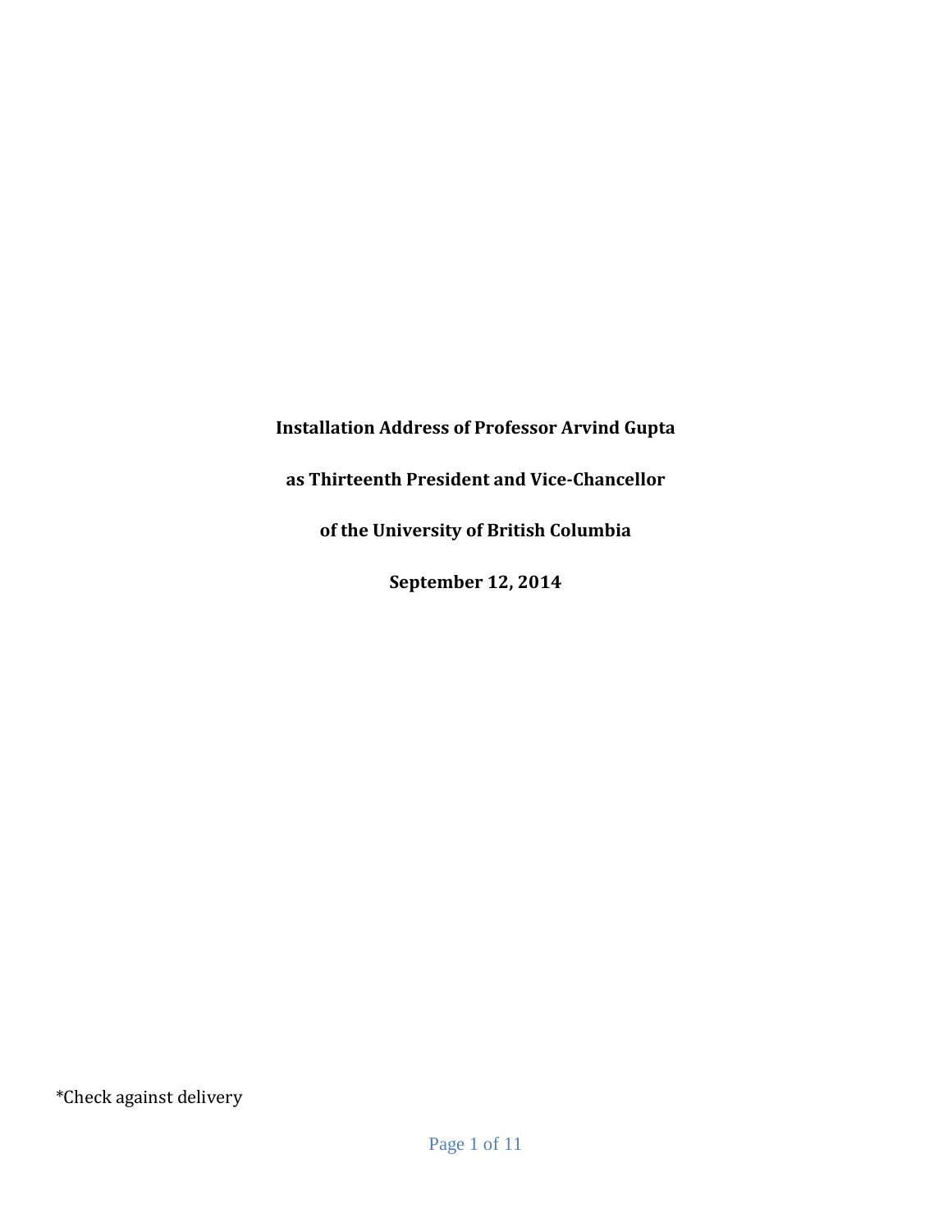**Installation Address of Professor Arvind Gupta**

**as Thirteenth President and Vice-Chancellor**

**of the University of British Columbia**

**September 12, 2014**

*Check against delivery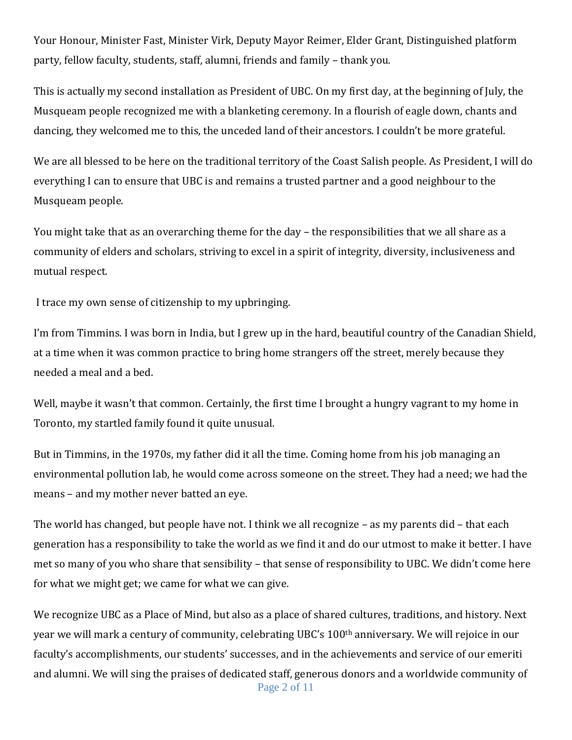Your Honour, Minister Fast, Minister Virk, Deputy Mayor Reimer, Elder Grant, Distinguished platform party, fellow faculty, students, staff, alumni, friends and family – thank you.

This is actually my second installation as President of UBC. On my first day, at the beginning of July, the Musqueam people recognized me with a blanketing ceremony. In a flourish of eagle down, chants and dancing, they welcomed me to this, the unceded land of their ancestors. I couldn't be more grateful.

We are all blessed to be here on the traditional territory of the Coast Salish people. As President, I will do everything I can to ensure that UBC is and remains a trusted partner and a good neighbour to the Musqueam people.

You might take that as an overarching theme for the day – the responsibilities that we all share as a community of elders and scholars, striving to excel in a spirit of integrity, diversity, inclusiveness and mutual respect.

I trace my own sense of citizenship to my upbringing.

I'm from Timmins. I was born in India, but I grew up in the hard, beautiful country of the Canadian Shield, at a time when it was common practice to bring home strangers off the street, merely because they needed a meal and a bed.

Well, maybe it wasn't that common. Certainly, the first time I brought a hungry vagrant to my home in Toronto, my startled family found it quite unusual.

But in Timmins, in the 1970s, my father did it all the time. Coming home from his job managing an environmental pollution lab, he would come across someone on the street. They had a need; we had the means – and my mother never batted an eye.

The world has changed, but people have not. I think we all recognize – as my parents did – that each generation has a responsibility to take the world as we find it and do our utmost to make it better. I have met so many of you who share that sensibility – that sense of responsibility to UBC. We didn't come here for what we might get; we came for what we can give.

We recognize UBC as a Place of Mind, but also as a place of shared cultures, traditions, and history. Next year we will mark a century of community, celebrating UBC's 100th anniversary. We will rejoice in our faculty's accomplishments, our students' successes, and in the achievements and service of our emeriti and alumni. We will sing the praises of dedicated staff, generous donors and a worldwide community of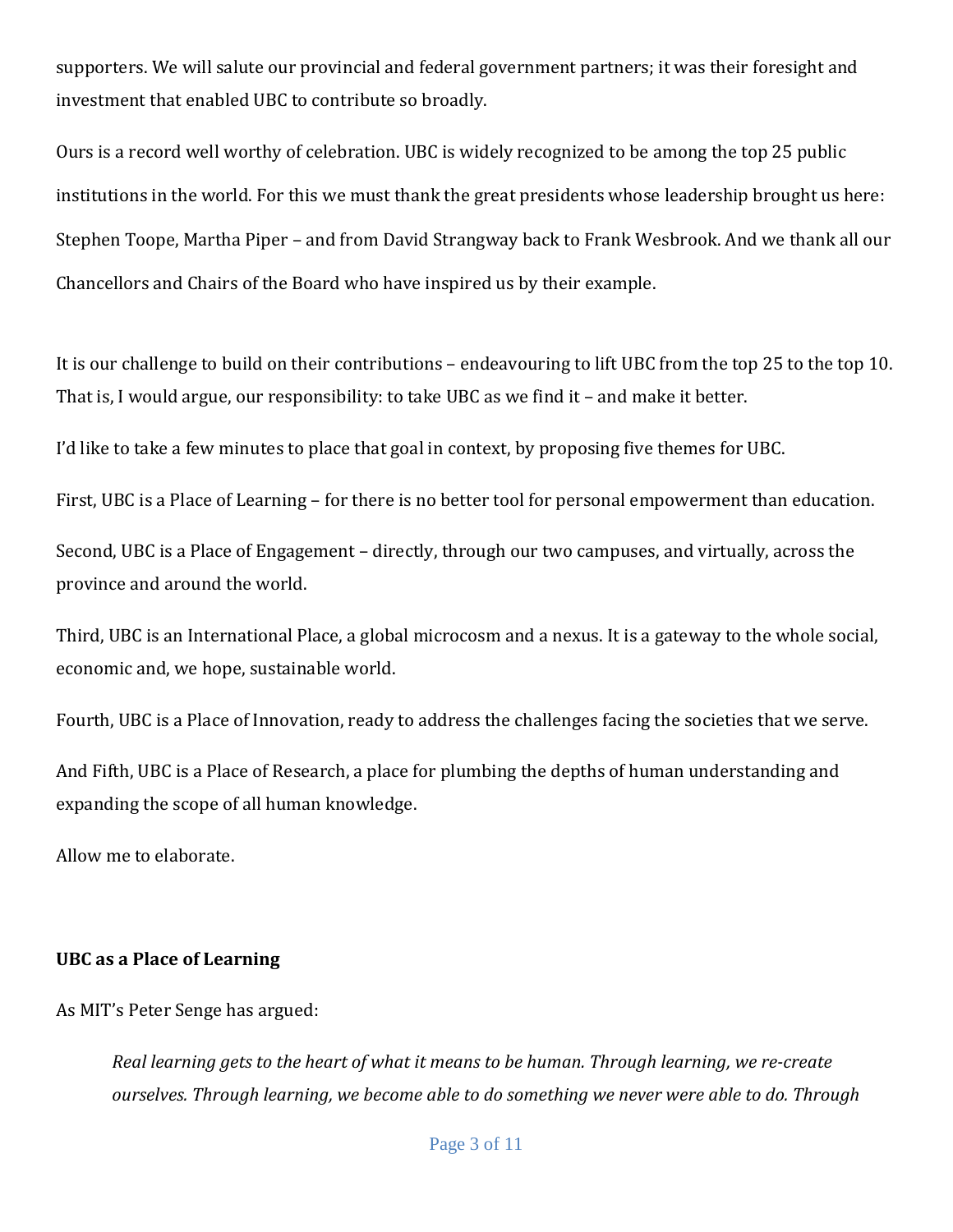supporters. We will salute our provincial and federal government partners; it was their foresight and investment that enabled UBC to contribute so broadly.

Ours is a record well worthy of celebration. UBC is widely recognized to be among the top 25 public institutions in the world. For this we must thank the great presidents whose leadership brought us here: Stephen Toope, Martha Piper – and from David Strangway back to Frank Wesbrook. And we thank all our Chancellors and Chairs of the Board who have inspired us by their example.

It is our challenge to build on their contributions – endeavouring to lift UBC from the top 25 to the top 10. That is, I would argue, our responsibility: to take UBC as we find it – and make it better.

I'd like to take a few minutes to place that goal in context, by proposing five themes for UBC.

First, UBC is a Place of Learning – for there is no better tool for personal empowerment than education.

Second, UBC is a Place of Engagement – directly, through our two campuses, and virtually, across the province and around the world.

Third, UBC is an International Place, a global microcosm and a nexus. It is a gateway to the whole social, economic and, we hope, sustainable world.

Fourth, UBC is a Place of Innovation, ready to address the challenges facing the societies that we serve.

And Fifth, UBC is a Place of Research, a place for plumbing the depths of human understanding and expanding the scope of all human knowledge.

Allow me to elaborate.

**UBC as a Place of Learning**

As MIT's Peter Senge has argued:

> *Real learning gets to the heart of what it means to be human. Through learning, we re-create ourselves. Through learning, we become able to do something we never were able to do. Through*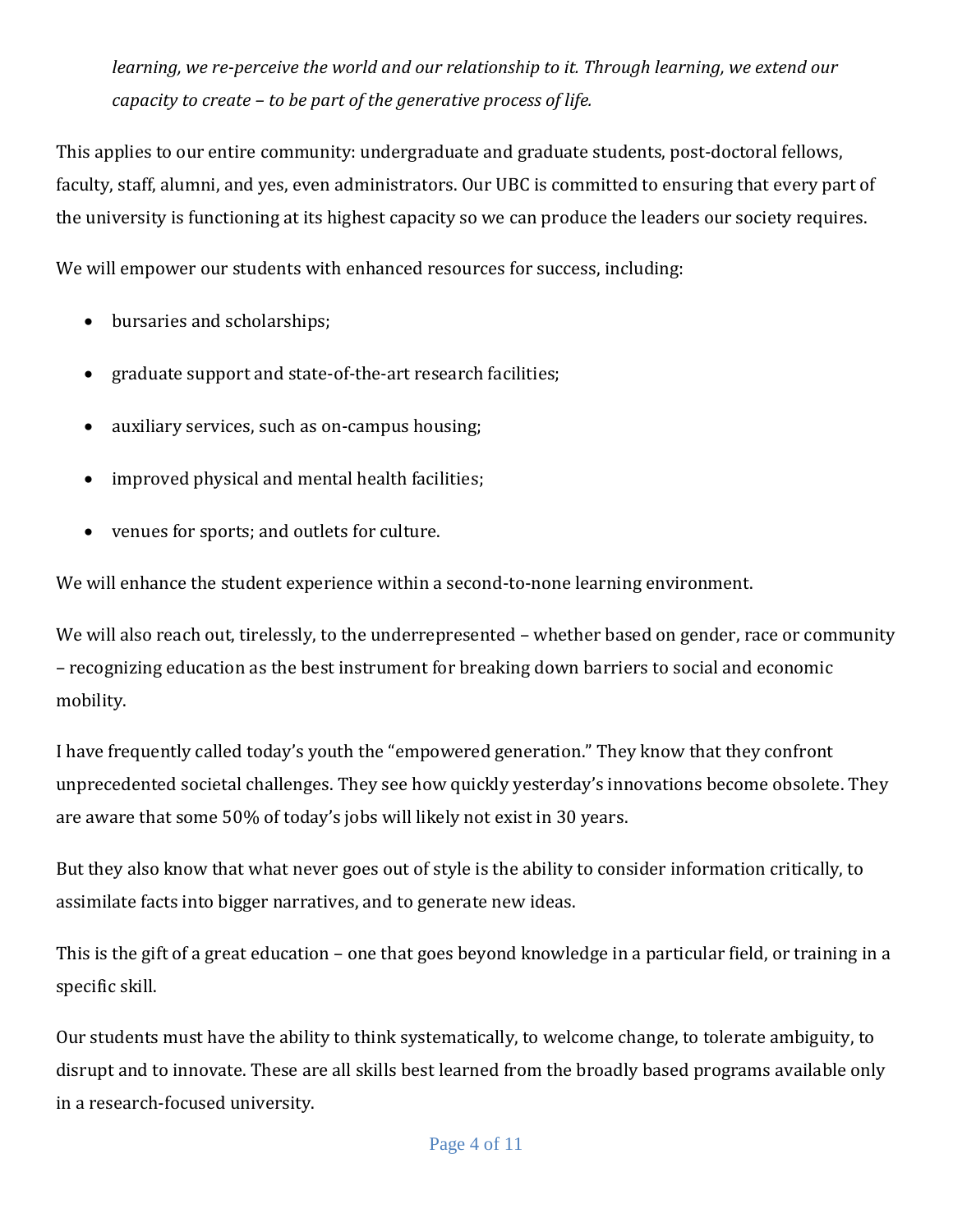*learning, we re-perceive the world and our relationship to it. Through learning, we extend our capacity to create – to be part of the generative process of life.*

This applies to our entire community: undergraduate and graduate students, post-doctoral fellows, faculty, staff, alumni, and yes, even administrators. Our UBC is committed to ensuring that every part of the university is functioning at its highest capacity so we can produce the leaders our society requires.

We will empower our students with enhanced resources for success, including:

- bursaries and scholarships;
- graduate support and state-of-the-art research facilities;
- auxiliary services, such as on-campus housing;
- improved physical and mental health facilities;
- venues for sports; and outlets for culture.

We will enhance the student experience within a second-to-none learning environment.

We will also reach out, tirelessly, to the underrepresented – whether based on gender, race or community – recognizing education as the best instrument for breaking down barriers to social and economic mobility.

I have frequently called today's youth the "empowered generation." They know that they confront unprecedented societal challenges. They see how quickly yesterday's innovations become obsolete. They are aware that some 50% of today's jobs will likely not exist in 30 years.

But they also know that what never goes out of style is the ability to consider information critically, to assimilate facts into bigger narratives, and to generate new ideas.

This is the gift of a great education – one that goes beyond knowledge in a particular field, or training in a specific skill.

Our students must have the ability to think systematically, to welcome change, to tolerate ambiguity, to disrupt and to innovate. These are all skills best learned from the broadly based programs available only in a research-focused university.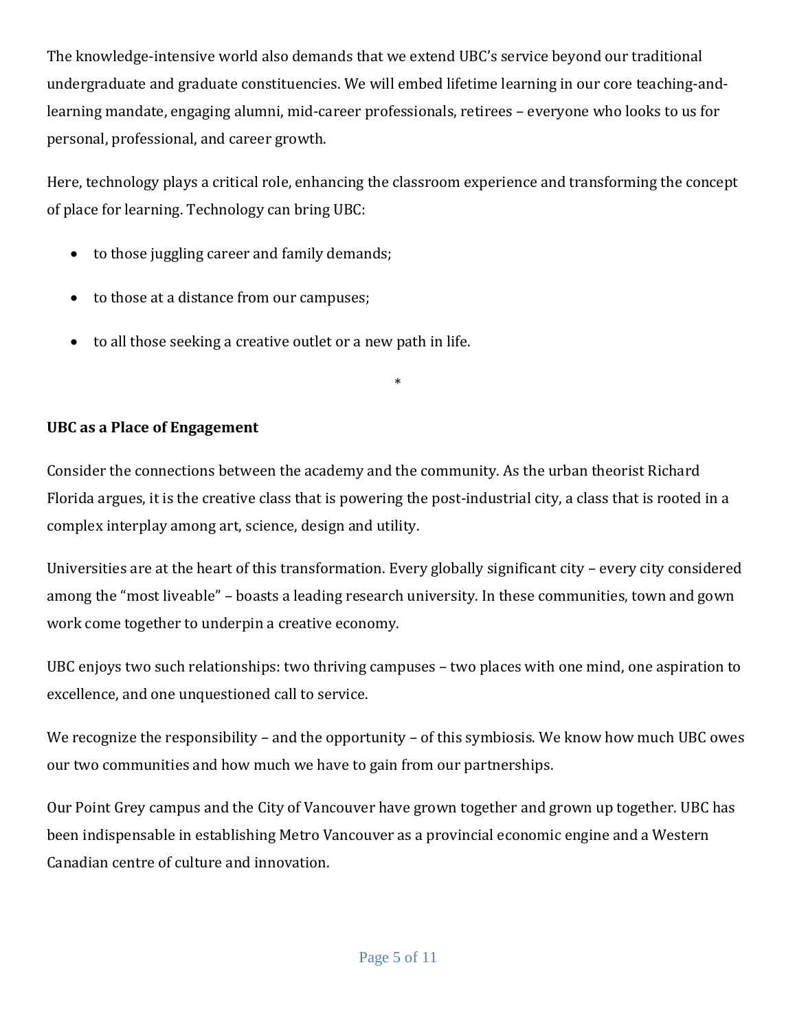The knowledge-intensive world also demands that we extend UBC's service beyond our traditional undergraduate and graduate constituencies. We will embed lifetime learning in our core teaching-and-learning mandate, engaging alumni, mid-career professionals, retirees – everyone who looks to us for personal, professional, and career growth.

Here, technology plays a critical role, enhancing the classroom experience and transforming the concept of place for learning. Technology can bring UBC:

- to those juggling career and family demands;
- to those at a distance from our campuses;
- to all those seeking a creative outlet or a new path in life.

*

**UBC as a Place of Engagement**

Consider the connections between the academy and the community. As the urban theorist Richard Florida argues, it is the creative class that is powering the post-industrial city, a class that is rooted in a complex interplay among art, science, design and utility.

Universities are at the heart of this transformation. Every globally significant city – every city considered among the "most liveable" – boasts a leading research university. In these communities, town and gown work come together to underpin a creative economy.

UBC enjoys two such relationships: two thriving campuses – two places with one mind, one aspiration to excellence, and one unquestioned call to service.

We recognize the responsibility – and the opportunity – of this symbiosis. We know how much UBC owes our two communities and how much we have to gain from our partnerships.

Our Point Grey campus and the City of Vancouver have grown together and grown up together. UBC has been indispensable in establishing Metro Vancouver as a provincial economic engine and a Western Canadian centre of culture and innovation.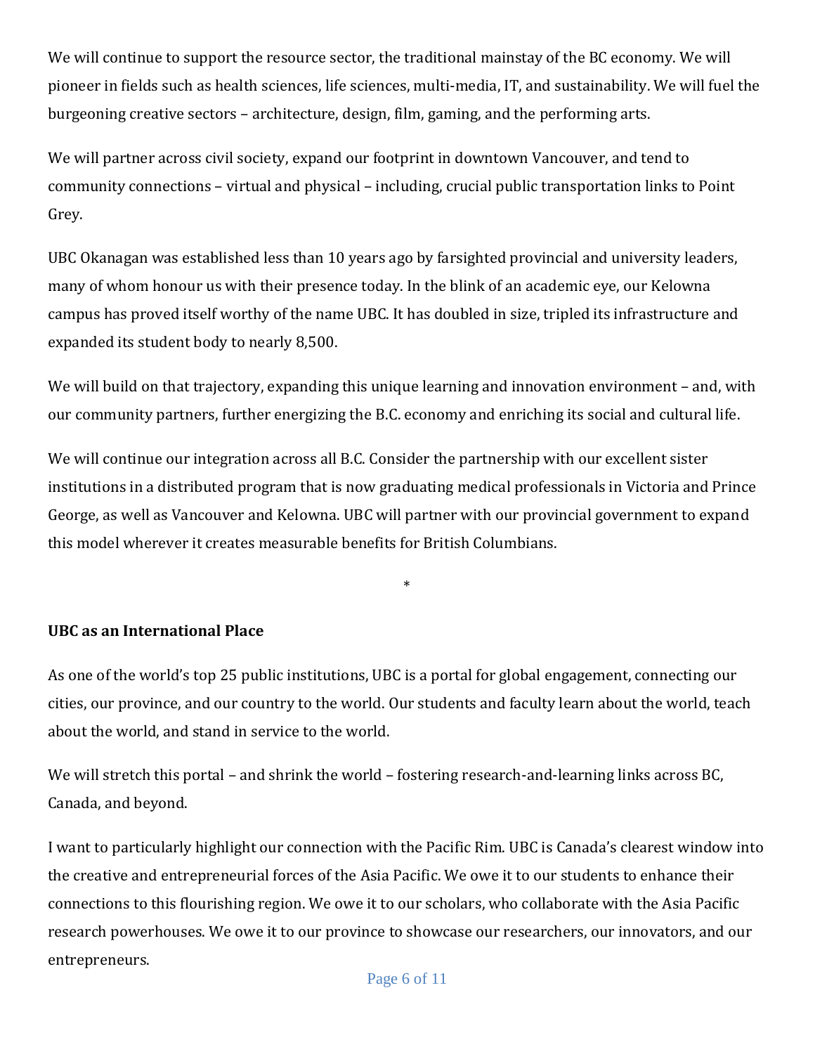We will continue to support the resource sector, the traditional mainstay of the BC economy. We will pioneer in fields such as health sciences, life sciences, multi-media, IT, and sustainability. We will fuel the burgeoning creative sectors – architecture, design, film, gaming, and the performing arts.

We will partner across civil society, expand our footprint in downtown Vancouver, and tend to community connections – virtual and physical – including, crucial public transportation links to Point Grey.

UBC Okanagan was established less than 10 years ago by farsighted provincial and university leaders, many of whom honour us with their presence today. In the blink of an academic eye, our Kelowna campus has proved itself worthy of the name UBC. It has doubled in size, tripled its infrastructure and expanded its student body to nearly 8,500.

We will build on that trajectory, expanding this unique learning and innovation environment – and, with our community partners, further energizing the B.C. economy and enriching its social and cultural life.

We will continue our integration across all B.C. Consider the partnership with our excellent sister institutions in a distributed program that is now graduating medical professionals in Victoria and Prince George, as well as Vancouver and Kelowna. UBC will partner with our provincial government to expand this model wherever it creates measurable benefits for British Columbians.

*

**UBC as an International Place**

As one of the world's top 25 public institutions, UBC is a portal for global engagement, connecting our cities, our province, and our country to the world. Our students and faculty learn about the world, teach about the world, and stand in service to the world.

We will stretch this portal – and shrink the world – fostering research-and-learning links across BC, Canada, and beyond.

I want to particularly highlight our connection with the Pacific Rim. UBC is Canada's clearest window into the creative and entrepreneurial forces of the Asia Pacific. We owe it to our students to enhance their connections to this flourishing region. We owe it to our scholars, who collaborate with the Asia Pacific research powerhouses. We owe it to our province to showcase our researchers, our innovators, and our entrepreneurs.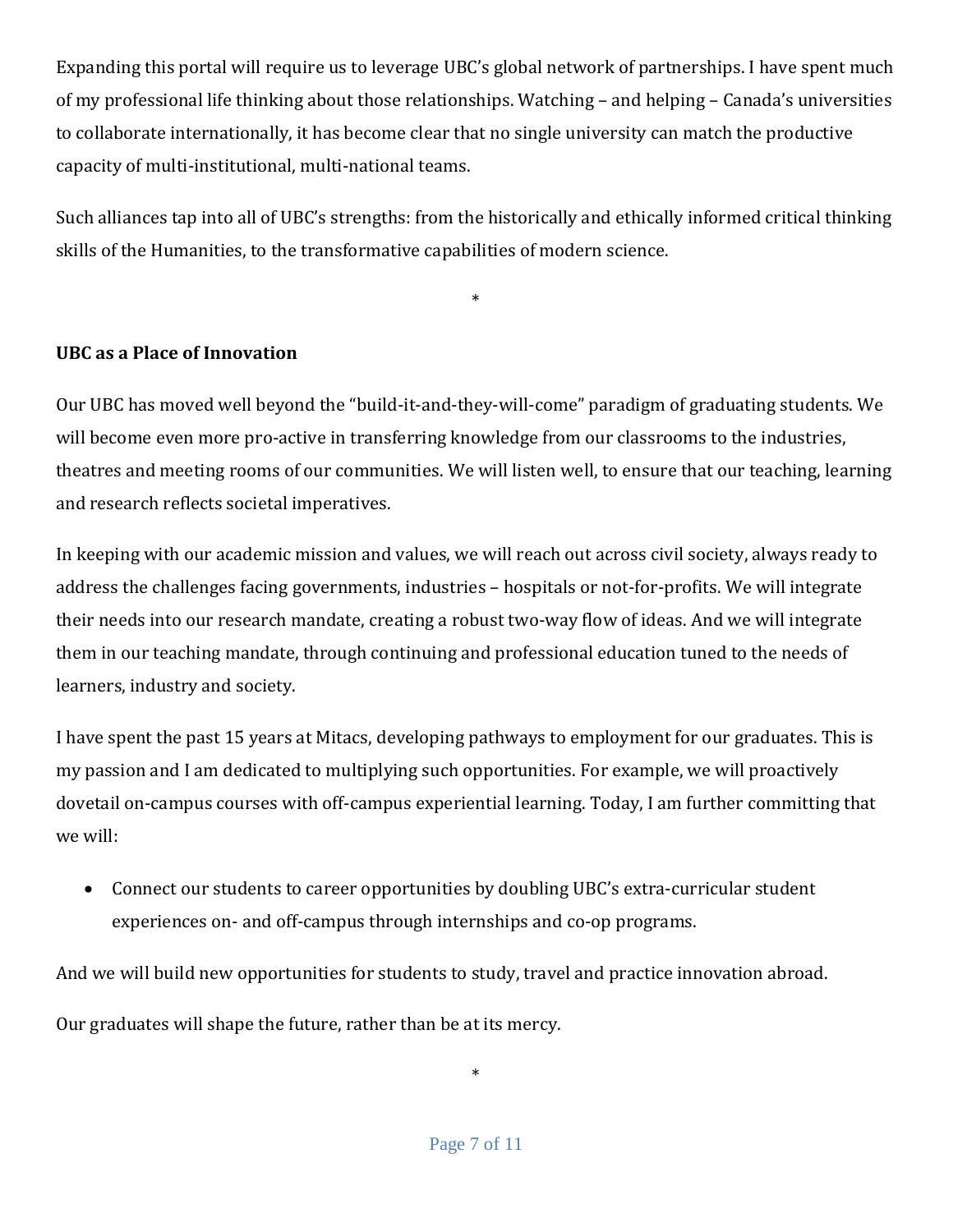Expanding this portal will require us to leverage UBC's global network of partnerships. I have spent much of my professional life thinking about those relationships. Watching – and helping – Canada's universities to collaborate internationally, it has become clear that no single university can match the productive capacity of multi-institutional, multi-national teams.

Such alliances tap into all of UBC's strengths: from the historically and ethically informed critical thinking skills of the Humanities, to the transformative capabilities of modern science.

*

**UBC as a Place of Innovation**

Our UBC has moved well beyond the "build-it-and-they-will-come" paradigm of graduating students. We will become even more pro-active in transferring knowledge from our classrooms to the industries, theatres and meeting rooms of our communities. We will listen well, to ensure that our teaching, learning and research reflects societal imperatives.

In keeping with our academic mission and values, we will reach out across civil society, always ready to address the challenges facing governments, industries – hospitals or not-for-profits. We will integrate their needs into our research mandate, creating a robust two-way flow of ideas. And we will integrate them in our teaching mandate, through continuing and professional education tuned to the needs of learners, industry and society.

I have spent the past 15 years at Mitacs, developing pathways to employment for our graduates. This is my passion and I am dedicated to multiplying such opportunities. For example, we will proactively dovetail on-campus courses with off-campus experiential learning. Today, I am further committing that we will:

- Connect our students to career opportunities by doubling UBC's extra-curricular student experiences on- and off-campus through internships and co-op programs.

And we will build new opportunities for students to study, travel and practice innovation abroad.

Our graduates will shape the future, rather than be at its mercy.

*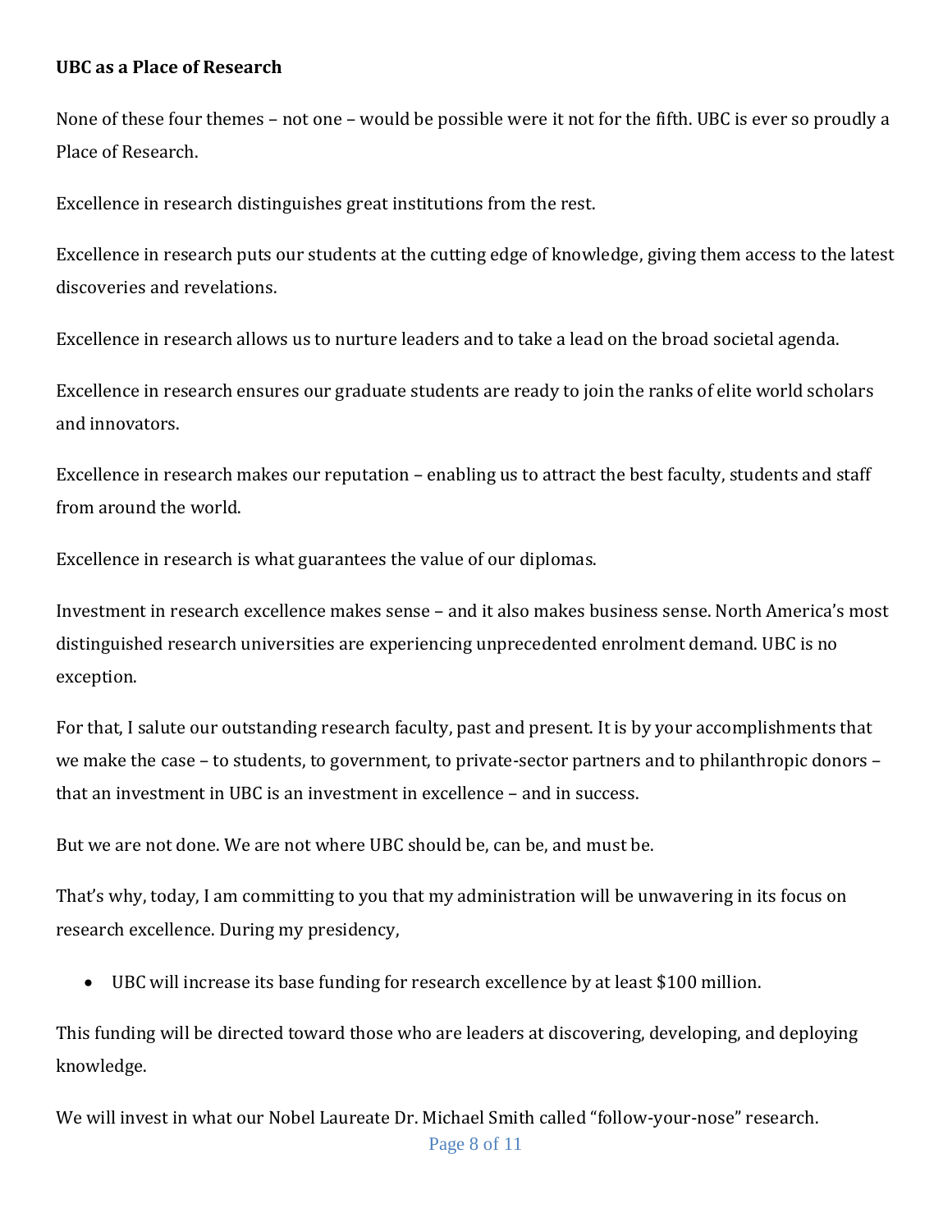**UBC as a Place of Research**

None of these four themes – not one – would be possible were it not for the fifth. UBC is ever so proudly a Place of Research.

Excellence in research distinguishes great institutions from the rest.

Excellence in research puts our students at the cutting edge of knowledge, giving them access to the latest discoveries and revelations.

Excellence in research allows us to nurture leaders and to take a lead on the broad societal agenda.

Excellence in research ensures our graduate students are ready to join the ranks of elite world scholars and innovators.

Excellence in research makes our reputation – enabling us to attract the best faculty, students and staff from around the world.

Excellence in research is what guarantees the value of our diplomas.

Investment in research excellence makes sense – and it also makes business sense. North America's most distinguished research universities are experiencing unprecedented enrolment demand. UBC is no exception.

For that, I salute our outstanding research faculty, past and present. It is by your accomplishments that we make the case – to students, to government, to private-sector partners and to philanthropic donors – that an investment in UBC is an investment in excellence – and in success.

But we are not done. We are not where UBC should be, can be, and must be.

That's why, today, I am committing to you that my administration will be unwavering in its focus on research excellence. During my presidency,

- UBC will increase its base funding for research excellence by at least $100 million.

This funding will be directed toward those who are leaders at discovering, developing, and deploying knowledge.

We will invest in what our Nobel Laureate Dr. Michael Smith called "follow-your-nose" research.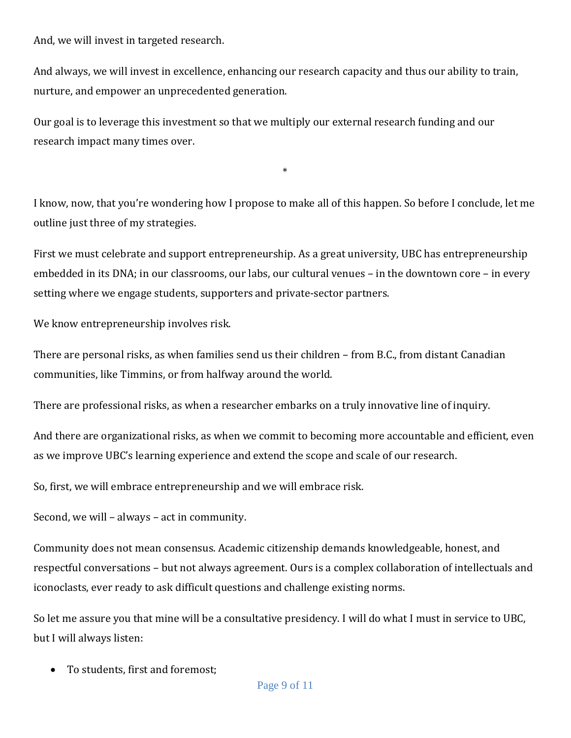And, we will invest in targeted research.

And always, we will invest in excellence, enhancing our research capacity and thus our ability to train, nurture, and empower an unprecedented generation.

Our goal is to leverage this investment so that we multiply our external research funding and our research impact many times over.

*

I know, now, that you're wondering how I propose to make all of this happen. So before I conclude, let me outline just three of my strategies.

First we must celebrate and support entrepreneurship. As a great university, UBC has entrepreneurship embedded in its DNA; in our classrooms, our labs, our cultural venues – in the downtown core – in every setting where we engage students, supporters and private-sector partners.

We know entrepreneurship involves risk.

There are personal risks, as when families send us their children – from B.C., from distant Canadian communities, like Timmins, or from halfway around the world.

There are professional risks, as when a researcher embarks on a truly innovative line of inquiry.

And there are organizational risks, as when we commit to becoming more accountable and efficient, even as we improve UBC's learning experience and extend the scope and scale of our research.

So, first, we will embrace entrepreneurship and we will embrace risk.

Second, we will – always – act in community.

Community does not mean consensus. Academic citizenship demands knowledgeable, honest, and respectful conversations – but not always agreement. Ours is a complex collaboration of intellectuals and iconoclasts, ever ready to ask difficult questions and challenge existing norms.

So let me assure you that mine will be a consultative presidency. I will do what I must in service to UBC, but I will always listen:

- To students, first and foremost;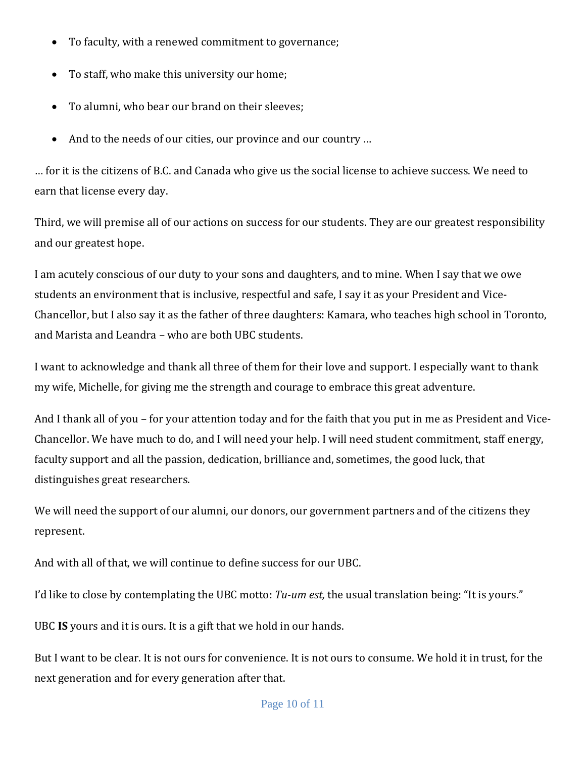- To faculty, with a renewed commitment to governance;
- To staff, who make this university our home;
- To alumni, who bear our brand on their sleeves;
- And to the needs of our cities, our province and our country …

… for it is the citizens of B.C. and Canada who give us the social license to achieve success. We need to earn that license every day.

Third, we will premise all of our actions on success for our students. They are our greatest responsibility and our greatest hope.

I am acutely conscious of our duty to your sons and daughters, and to mine. When I say that we owe students an environment that is inclusive, respectful and safe, I say it as your President and Vice-Chancellor, but I also say it as the father of three daughters: Kamara, who teaches high school in Toronto, and Marista and Leandra – who are both UBC students.

I want to acknowledge and thank all three of them for their love and support. I especially want to thank my wife, Michelle, for giving me the strength and courage to embrace this great adventure.

And I thank all of you – for your attention today and for the faith that you put in me as President and Vice-Chancellor. We have much to do, and I will need your help. I will need student commitment, staff energy, faculty support and all the passion, dedication, brilliance and, sometimes, the good luck, that distinguishes great researchers.

We will need the support of our alumni, our donors, our government partners and of the citizens they represent.

And with all of that, we will continue to define success for our UBC.

I'd like to close by contemplating the UBC motto: *Tu-um est,* the usual translation being: "It is yours."

UBC **IS** yours and it is ours. It is a gift that we hold in our hands.

But I want to be clear. It is not ours for convenience. It is not ours to consume. We hold it in trust, for the next generation and for every generation after that.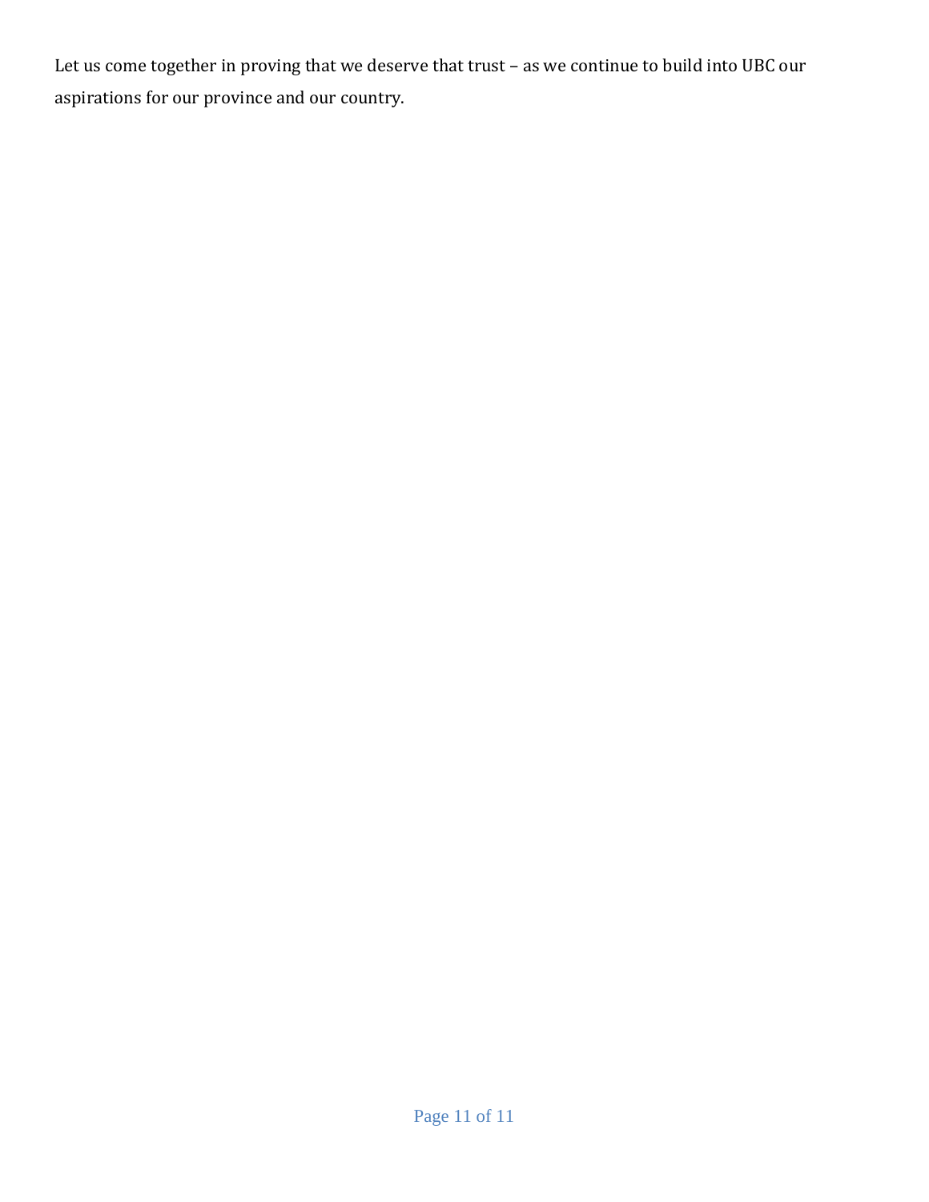Let us come together in proving that we deserve that trust – as we continue to build into UBC our aspirations for our province and our country.